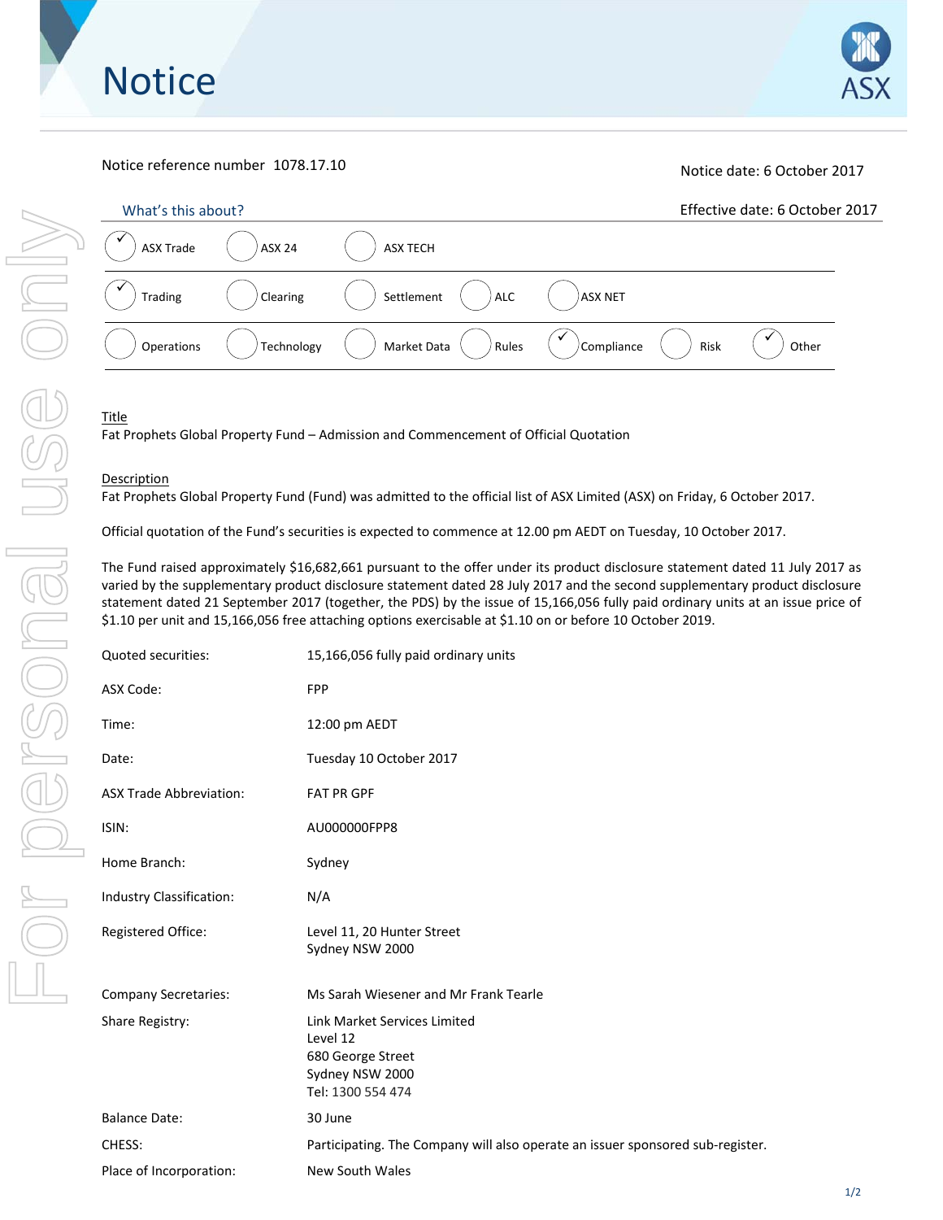# Notice

Notice reference number 1078.17.10

Notice date: 6 October 2017

Effective date: 6 October 2017

## What's this about?

- [x] ASX Trade
- [ ] ASX 24
- [ ] ASX TECH
- [x] Trading
- [ ] Clearing
- [ ] Settlement
- [ ] ALC
- [ ] ASX NET
- [ ] Operations
- [ ] Technology
- [ ] Market Data
- [ ] Rules
- [x] Compliance
- [ ] Risk
- [x] Other

## Title

Fat Prophets Global Property Fund – Admission and Commencement of Official Quotation

## Description

Fat Prophets Global Property Fund (Fund) was admitted to the official list of ASX Limited (ASX) on Friday, 6 October 2017.

Official quotation of the Fund's securities is expected to commence at 12.00 pm AEDT on Tuesday, 10 October 2017.

The Fund raised approximately $16,682,661 pursuant to the offer under its product disclosure statement dated 11 July 2017 as varied by the supplementary product disclosure statement dated 28 July 2017 and the second supplementary product disclosure statement dated 21 September 2017 (together, the PDS) by the issue of 15,166,056 fully paid ordinary units at an issue price of $1.10 per unit and 15,166,056 free attaching options exercisable at $1.10 on or before 10 October 2019.

| | |
|---|---|
| Quoted securities: | 15,166,056 fully paid ordinary units |
| ASX Code: | FPP |
| Time: | 12:00 pm AEDT |
| Date: | Tuesday 10 October 2017 |
| ASX Trade Abbreviation: | FAT PR GPF |
| ISIN: | AU000000FPP8 |
| Home Branch: | Sydney |
| Industry Classification: | N/A |
| Registered Office: | Level 11, 20 Hunter Street<br>Sydney NSW 2000 |
| Company Secretaries: | Ms Sarah Wiesener and Mr Frank Tearle |
| Share Registry: | Link Market Services Limited<br>Level 12<br>680 George Street<br>Sydney NSW 2000<br>Tel: 1300 554 474 |
| Balance Date: | 30 June |
| CHESS: | Participating. The Company will also operate an issuer sponsored sub-register. |
| Place of Incorporation: | New South Wales |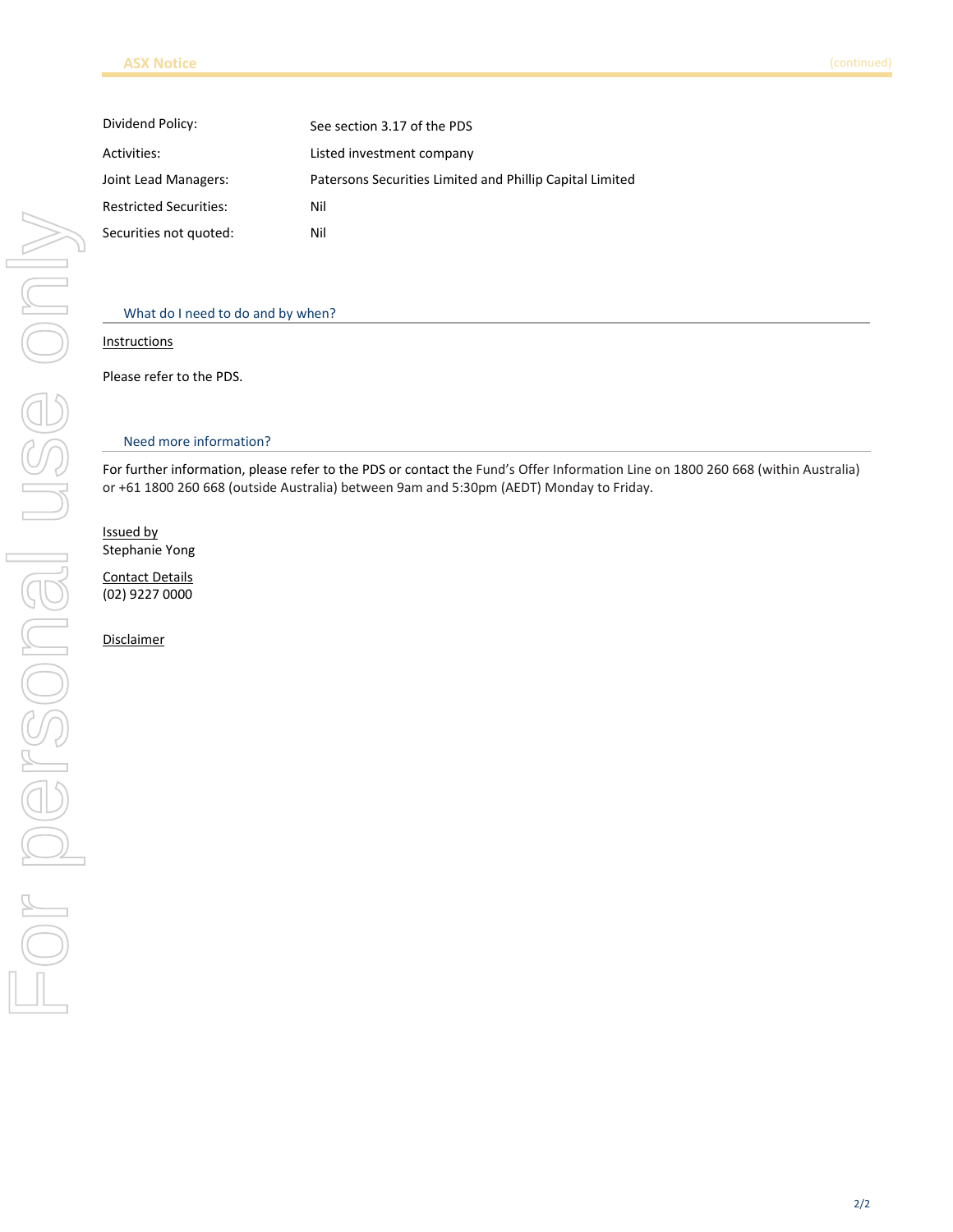| | |
|---|---|
| Dividend Policy: | See section 3.17 of the PDS |
| Activities: | Listed investment company |
| Joint Lead Managers: | Patersons Securities Limited and Phillip Capital Limited |
| Restricted Securities: | Nil |
| Securities not quoted: | Nil |

## What do I need to do and by when?

Instructions

Please refer to the PDS.

## Need more information?

For further information, please refer to the PDS or contact the Fund's Offer Information Line on 1800 260 668 (within Australia) or +61 1800 260 668 (outside Australia) between 9am and 5:30pm (AEDT) Monday to Friday.

Issued by
Stephanie Yong

Contact Details
(02) 9227 0000

Disclaimer